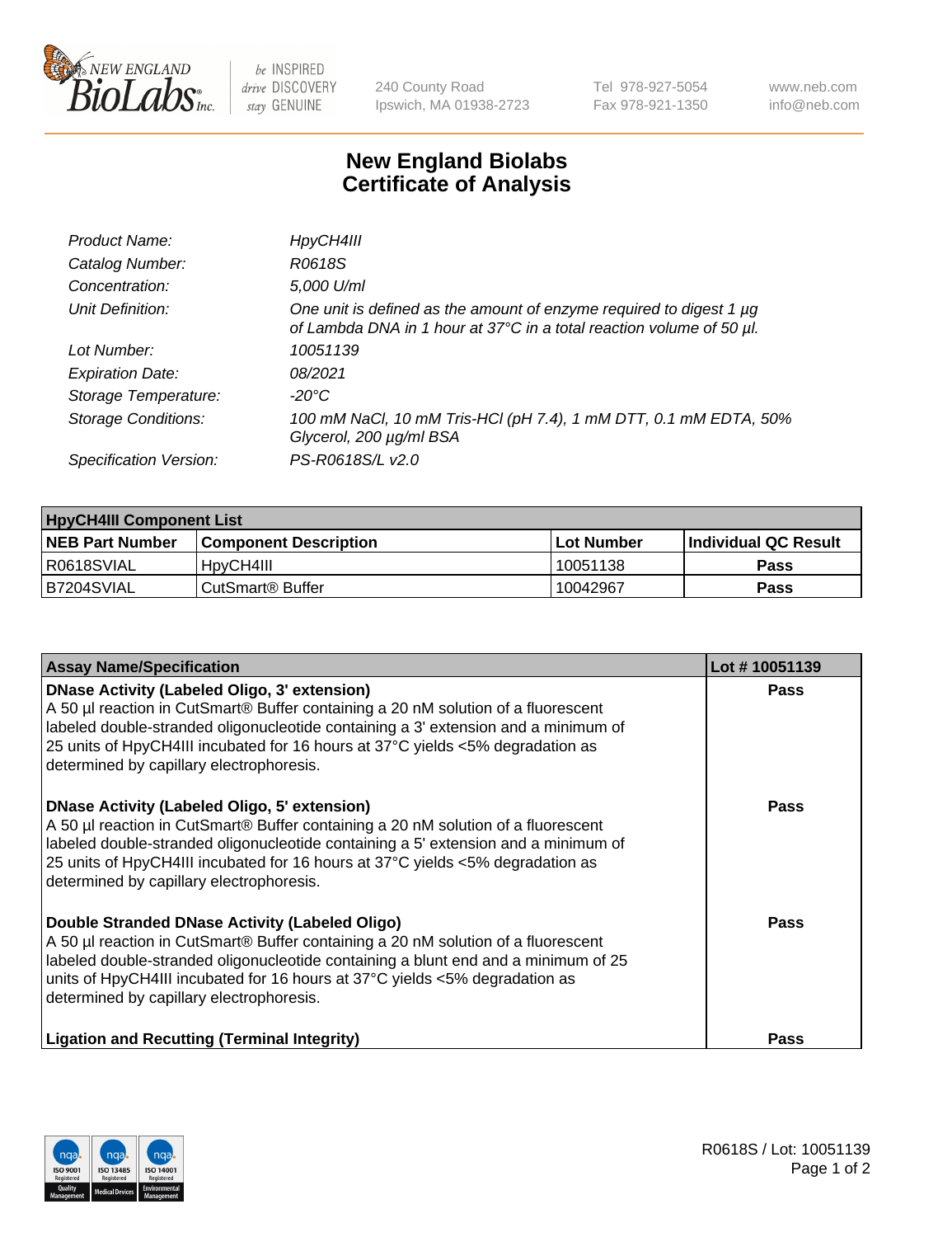# New England Biolabs
# Certificate of Analysis

| | |
|---|---|
| *Product Name:* | *HpyCH4III* |
| *Catalog Number:* | *R0618S* |
| *Concentration:* | *5,000 U/ml* |
| *Unit Definition:* | *One unit is defined as the amount of enzyme required to digest 1 µg of Lambda DNA in 1 hour at 37°C in a total reaction volume of 50 µl.* |
| *Lot Number:* | *10051139* |
| *Expiration Date:* | *08/2021* |
| *Storage Temperature:* | *-20°C* |
| *Storage Conditions:* | *100 mM NaCl, 10 mM Tris-HCl (pH 7.4), 1 mM DTT, 0.1 mM EDTA, 50% Glycerol, 200 µg/ml BSA* |
| *Specification Version:* | *PS-R0618S/L v2.0* |

| HpyCH4III Component List | | | |
|---|---|---|---|
| **NEB Part Number** | **Component Description** | **Lot Number** | **Individual QC Result** |
| R0618SVIAL | HpyCH4III | 10051138 | **Pass** |
| B7204SVIAL | CutSmart® Buffer | 10042967 | **Pass** |

| Assay Name/Specification | Lot # 10051139 |
|---|---|
| **DNase Activity (Labeled Oligo, 3' extension)**<br>A 50 µl reaction in CutSmart® Buffer containing a 20 nM solution of a fluorescent labeled double-stranded oligonucleotide containing a 3' extension and a minimum of 25 units of HpyCH4III incubated for 16 hours at 37°C yields <5% degradation as determined by capillary electrophoresis. | **Pass** |
| **DNase Activity (Labeled Oligo, 5' extension)**<br>A 50 µl reaction in CutSmart® Buffer containing a 20 nM solution of a fluorescent labeled double-stranded oligonucleotide containing a 5' extension and a minimum of 25 units of HpyCH4III incubated for 16 hours at 37°C yields <5% degradation as determined by capillary electrophoresis. | **Pass** |
| **Double Stranded DNase Activity (Labeled Oligo)**<br>A 50 µl reaction in CutSmart® Buffer containing a 20 nM solution of a fluorescent labeled double-stranded oligonucleotide containing a blunt end and a minimum of 25 units of HpyCH4III incubated for 16 hours at 37°C yields <5% degradation as determined by capillary electrophoresis. | **Pass** |
| **Ligation and Recutting (Terminal Integrity)** | **Pass** |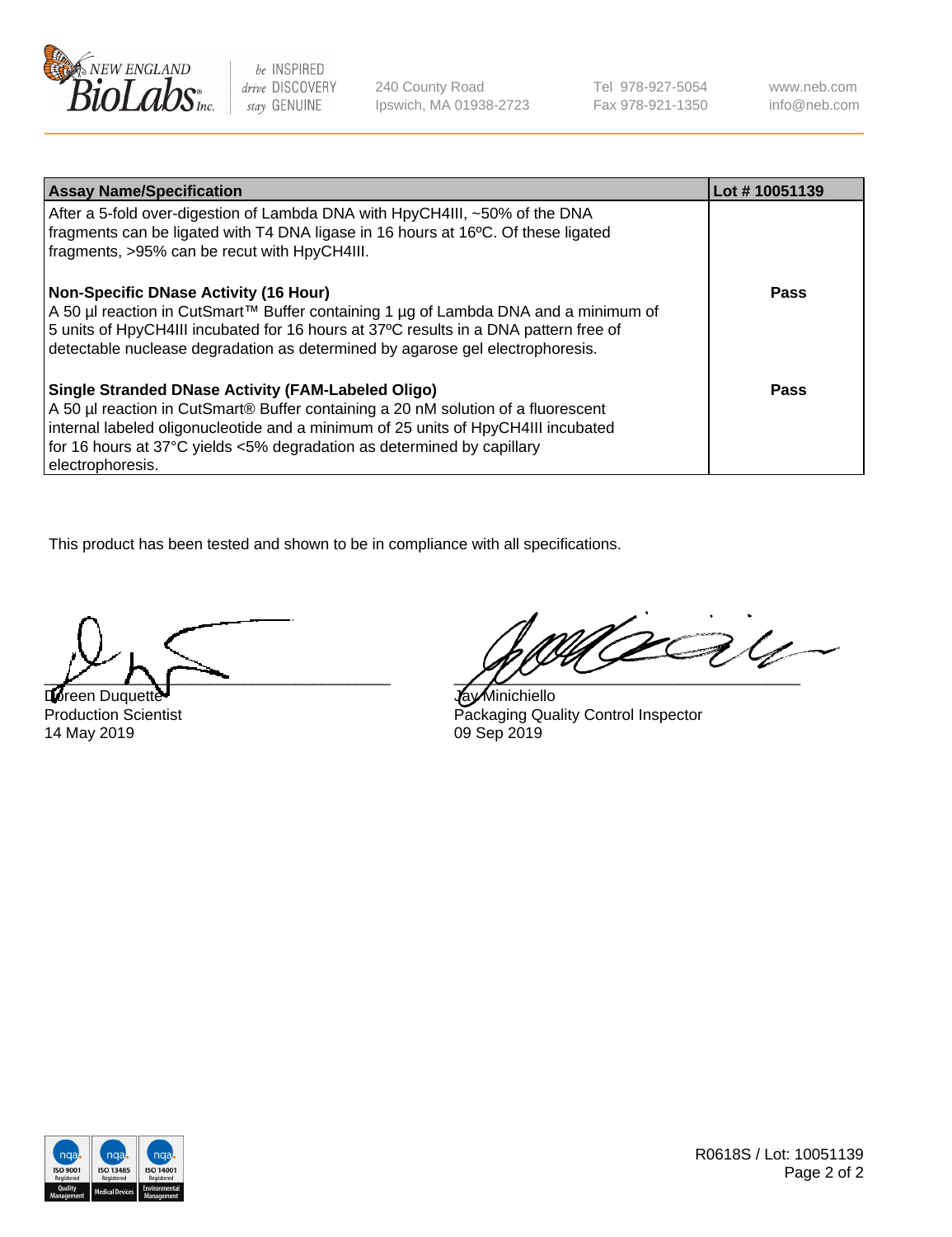| Assay Name/Specification | Lot # 10051139 |
|---|---|
| After a 5-fold over-digestion of Lambda DNA with HpyCH4III, ~50% of the DNA fragments can be ligated with T4 DNA ligase in 16 hours at 16ºC. Of these ligated fragments, >95% can be recut with HpyCH4III. | |
| **Non-Specific DNase Activity (16 Hour)**<br>A 50 µl reaction in CutSmart™ Buffer containing 1 µg of Lambda DNA and a minimum of 5 units of HpyCH4III incubated for 16 hours at 37ºC results in a DNA pattern free of detectable nuclease degradation as determined by agarose gel electrophoresis. | **Pass** |
| **Single Stranded DNase Activity (FAM-Labeled Oligo)**<br>A 50 µl reaction in CutSmart® Buffer containing a 20 nM solution of a fluorescent internal labeled oligonucleotide and a minimum of 25 units of HpyCH4III incubated for 16 hours at 37°C yields <5% degradation as determined by capillary electrophoresis. | **Pass** |

This product has been tested and shown to be in compliance with all specifications.

Doreen Duquette
Production Scientist
14 May 2019

Jay Minichiello
Packaging Quality Control Inspector
09 Sep 2019

R0618S / Lot: 10051139